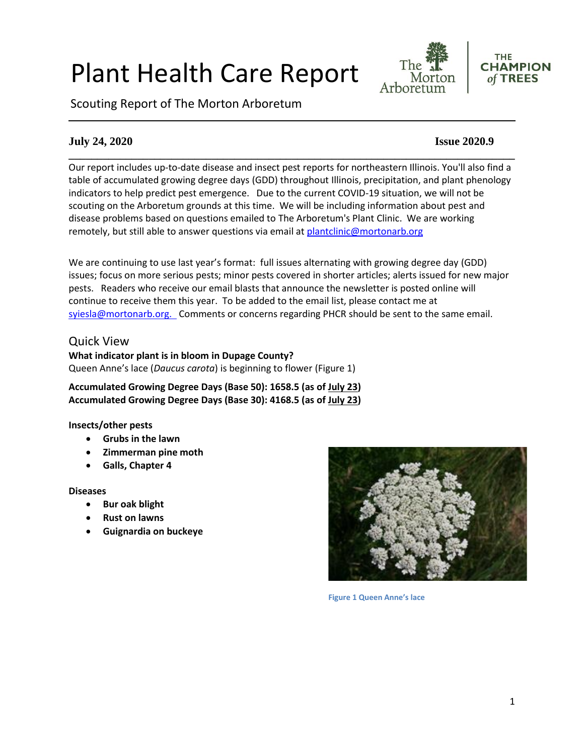# Plant Health Care Report

Scouting Report of The Morton Arboretum

**July 24, 2020** **Issue 2020.9**

Our report includes up-to-date disease and insect pest reports for northeastern Illinois. You'll also find a table of accumulated growing degree days (GDD) throughout Illinois, precipitation, and plant phenology indicators to help predict pest emergence. Due to the current COVID-19 situation, we will not be scouting on the Arboretum grounds at this time. We will be including information about pest and disease problems based on questions emailed to The Arboretum's Plant Clinic. We are working remotely, but still able to answer questions via email at plantclinic@mortonarb.org

We are continuing to use last year's format: full issues alternating with growing degree day (GDD) issues; focus on more serious pests; minor pests covered in shorter articles; alerts issued for new major pests. Readers who receive our email blasts that announce the newsletter is posted online will continue to receive them this year. To be added to the email list, please contact me at syiesla@mortonarb.org. Comments or concerns regarding PHCR should be sent to the same email.

## Quick View

**What indicator plant is in bloom in Dupage County?**
Queen Anne's lace (*Daucus carota*) is beginning to flower (Figure 1)

**Accumulated Growing Degree Days (Base 50): 1658.5 (as of July 23)**
**Accumulated Growing Degree Days (Base 30): 4168.5 (as of July 23)**

**Insects/other pests**

- **Grubs in the lawn**
- **Zimmerman pine moth**
- **Galls, Chapter 4**

**Diseases**

- **Bur oak blight**
- **Rust on lawns**
- **Guignardia on buckeye**

Figure 1 Queen Anne's lace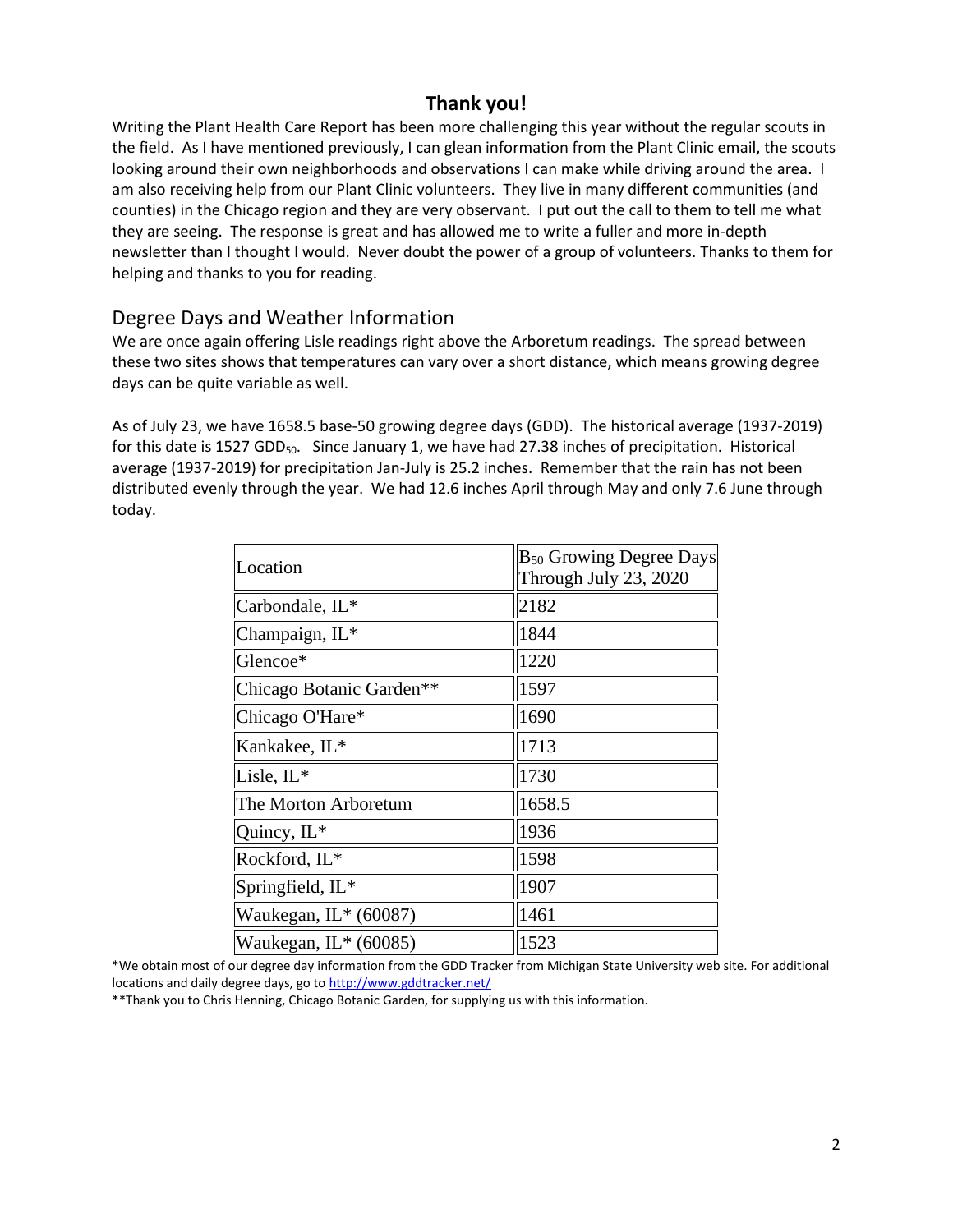## Thank you!

Writing the Plant Health Care Report has been more challenging this year without the regular scouts in the field. As I have mentioned previously, I can glean information from the Plant Clinic email, the scouts looking around their own neighborhoods and observations I can make while driving around the area. I am also receiving help from our Plant Clinic volunteers. They live in many different communities (and counties) in the Chicago region and they are very observant. I put out the call to them to tell me what they are seeing. The response is great and has allowed me to write a fuller and more in-depth newsletter than I thought I would. Never doubt the power of a group of volunteers. Thanks to them for helping and thanks to you for reading.

## Degree Days and Weather Information

We are once again offering Lisle readings right above the Arboretum readings. The spread between these two sites shows that temperatures can vary over a short distance, which means growing degree days can be quite variable as well.

As of July 23, we have 1658.5 base-50 growing degree days (GDD). The historical average (1937-2019) for this date is 1527 $GDD_{50}$. Since January 1, we have had 27.38 inches of precipitation. Historical average (1937-2019) for precipitation Jan-July is 25.2 inches. Remember that the rain has not been distributed evenly through the year. We had 12.6 inches April through May and only 7.6 June through today.

| Location | $B_{50}$ Growing Degree Days Through July 23, 2020 |
|---|---|
| Carbondale, IL* | 2182 |
| Champaign, IL* | 1844 |
| Glencoe* | 1220 |
| Chicago Botanic Garden** | 1597 |
| Chicago O'Hare* | 1690 |
| Kankakee, IL* | 1713 |
| Lisle, IL* | 1730 |
| The Morton Arboretum | 1658.5 |
| Quincy, IL* | 1936 |
| Rockford, IL* | 1598 |
| Springfield, IL* | 1907 |
| Waukegan, IL* (60087) | 1461 |
| Waukegan, IL* (60085) | 1523 |

*We obtain most of our degree day information from the GDD Tracker from Michigan State University web site. For additional locations and daily degree days, go to http://www.gddtracker.net/

**Thank you to Chris Henning, Chicago Botanic Garden, for supplying us with this information.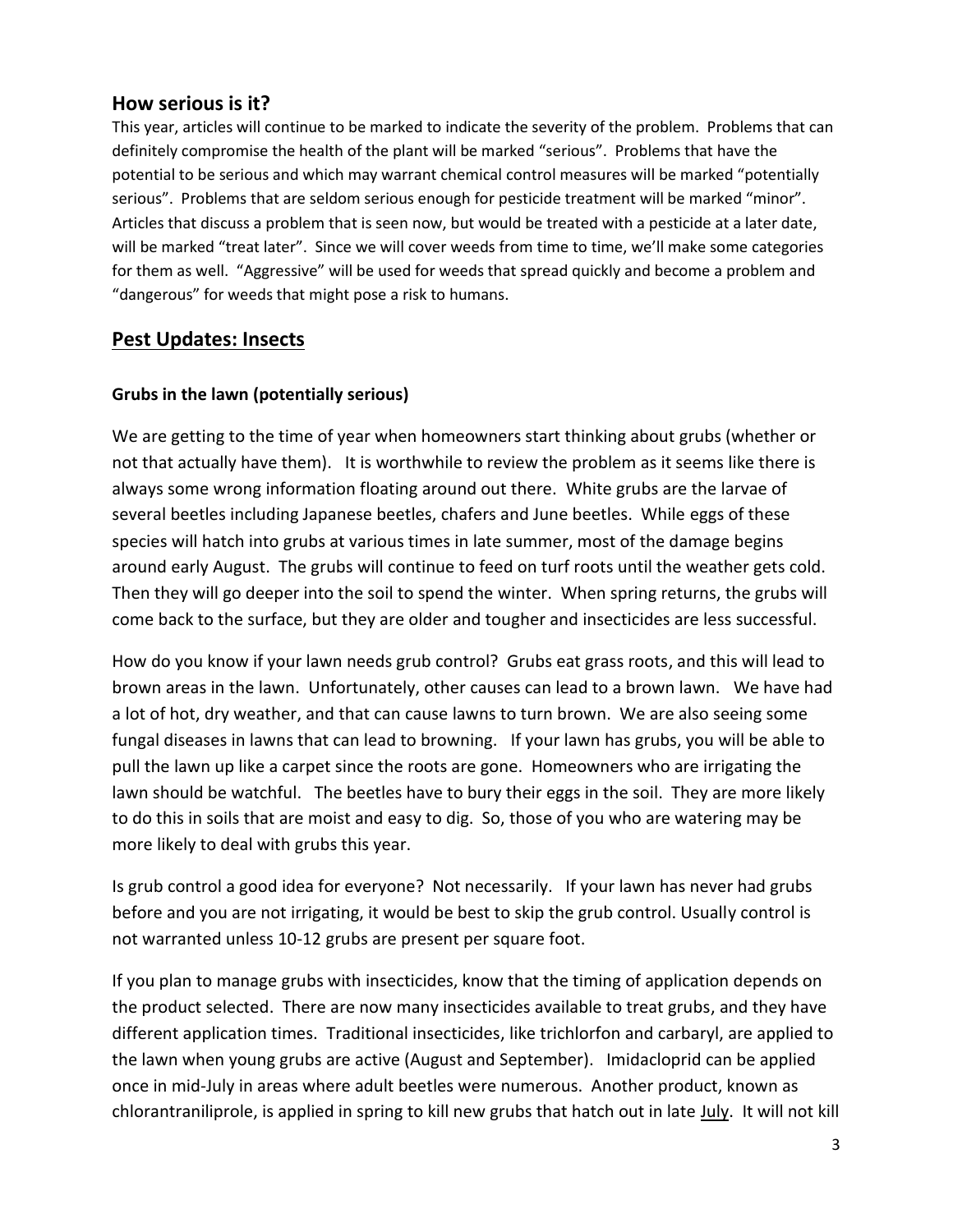## How serious is it?

This year, articles will continue to be marked to indicate the severity of the problem. Problems that can definitely compromise the health of the plant will be marked "serious". Problems that have the potential to be serious and which may warrant chemical control measures will be marked "potentially serious". Problems that are seldom serious enough for pesticide treatment will be marked "minor". Articles that discuss a problem that is seen now, but would be treated with a pesticide at a later date, will be marked "treat later". Since we will cover weeds from time to time, we'll make some categories for them as well. "Aggressive" will be used for weeds that spread quickly and become a problem and "dangerous" for weeds that might pose a risk to humans.

## Pest Updates: Insects

### Grubs in the lawn (potentially serious)

We are getting to the time of year when homeowners start thinking about grubs (whether or not that actually have them). It is worthwhile to review the problem as it seems like there is always some wrong information floating around out there. White grubs are the larvae of several beetles including Japanese beetles, chafers and June beetles. While eggs of these species will hatch into grubs at various times in late summer, most of the damage begins around early August. The grubs will continue to feed on turf roots until the weather gets cold. Then they will go deeper into the soil to spend the winter. When spring returns, the grubs will come back to the surface, but they are older and tougher and insecticides are less successful.

How do you know if your lawn needs grub control? Grubs eat grass roots, and this will lead to brown areas in the lawn. Unfortunately, other causes can lead to a brown lawn. We have had a lot of hot, dry weather, and that can cause lawns to turn brown. We are also seeing some fungal diseases in lawns that can lead to browning. If your lawn has grubs, you will be able to pull the lawn up like a carpet since the roots are gone. Homeowners who are irrigating the lawn should be watchful. The beetles have to bury their eggs in the soil. They are more likely to do this in soils that are moist and easy to dig. So, those of you who are watering may be more likely to deal with grubs this year.

Is grub control a good idea for everyone? Not necessarily. If your lawn has never had grubs before and you are not irrigating, it would be best to skip the grub control. Usually control is not warranted unless 10-12 grubs are present per square foot.

If you plan to manage grubs with insecticides, know that the timing of application depends on the product selected. There are now many insecticides available to treat grubs, and they have different application times. Traditional insecticides, like trichlorfon and carbaryl, are applied to the lawn when young grubs are active (August and September). Imidacloprid can be applied once in mid-July in areas where adult beetles were numerous. Another product, known as chlorantraniliprole, is applied in spring to kill new grubs that hatch out in late July. It will not kill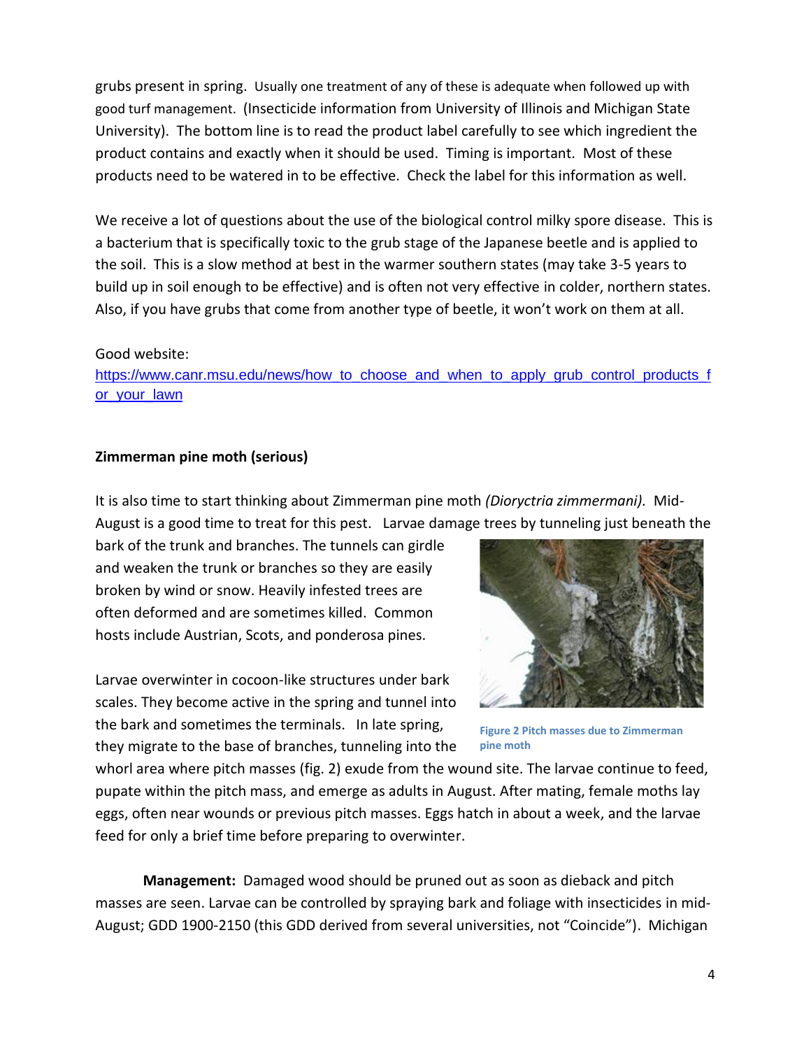grubs present in spring. Usually one treatment of any of these is adequate when followed up with good turf management. (Insecticide information from University of Illinois and Michigan State University). The bottom line is to read the product label carefully to see which ingredient the product contains and exactly when it should be used. Timing is important. Most of these products need to be watered in to be effective. Check the label for this information as well.

We receive a lot of questions about the use of the biological control milky spore disease. This is a bacterium that is specifically toxic to the grub stage of the Japanese beetle and is applied to the soil. This is a slow method at best in the warmer southern states (may take 3-5 years to build up in soil enough to be effective) and is often not very effective in colder, northern states. Also, if you have grubs that come from another type of beetle, it won't work on them at all.

Good website:
[https://www.canr.msu.edu/news/how_to_choose_and_when_to_apply_grub_control_products_for_your_lawn](https://www.canr.msu.edu/news/how_to_choose_and_when_to_apply_grub_control_products_for_your_lawn)

**Zimmerman pine moth (serious)**

It is also time to start thinking about Zimmerman pine moth *(Dioryctria zimmermani)*. Mid-August is a good time to treat for this pest. Larvae damage trees by tunneling just beneath the bark of the trunk and branches. The tunnels can girdle and weaken the trunk or branches so they are easily broken by wind or snow. Heavily infested trees are often deformed and are sometimes killed. Common hosts include Austrian, Scots, and ponderosa pines.

Figure 2 Pitch masses due to Zimmerman pine moth

Larvae overwinter in cocoon-like structures under bark scales. They become active in the spring and tunnel into the bark and sometimes the terminals. In late spring, they migrate to the base of branches, tunneling into the whorl area where pitch masses (fig. 2) exude from the wound site. The larvae continue to feed, pupate within the pitch mass, and emerge as adults in August. After mating, female moths lay eggs, often near wounds or previous pitch masses. Eggs hatch in about a week, and the larvae feed for only a brief time before preparing to overwinter.

**Management:** Damaged wood should be pruned out as soon as dieback and pitch masses are seen. Larvae can be controlled by spraying bark and foliage with insecticides in mid-August; GDD 1900-2150 (this GDD derived from several universities, not "Coincide"). Michigan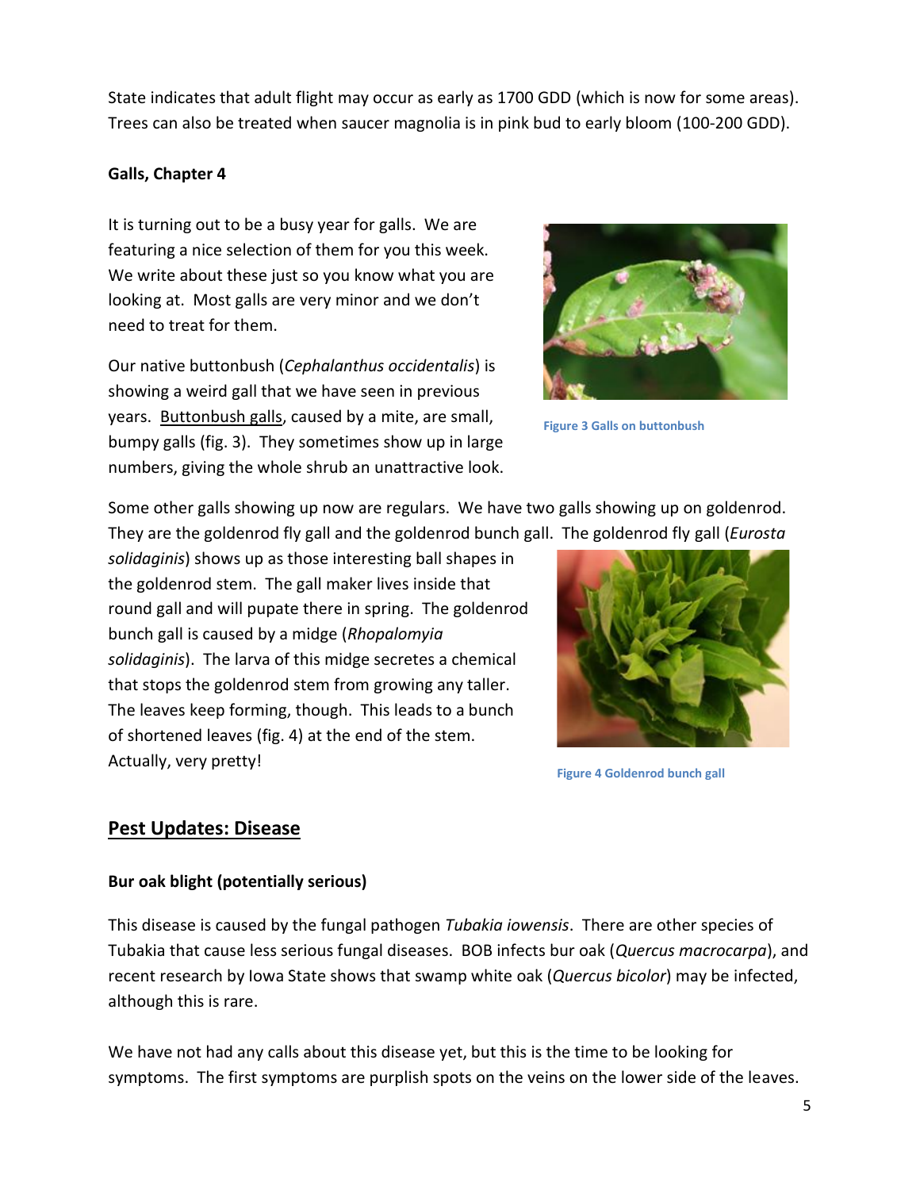State indicates that adult flight may occur as early as 1700 GDD (which is now for some areas). Trees can also be treated when saucer magnolia is in pink bud to early bloom (100-200 GDD).

**Galls, Chapter 4**

It is turning out to be a busy year for galls. We are featuring a nice selection of them for you this week. We write about these just so you know what you are looking at. Most galls are very minor and we don't need to treat for them.

Our native buttonbush (*Cephalanthus occidentalis*) is showing a weird gall that we have seen in previous years. Buttonbush galls, caused by a mite, are small, bumpy galls (fig. 3). They sometimes show up in large numbers, giving the whole shrub an unattractive look.

Figure 3 Galls on buttonbush

Some other galls showing up now are regulars. We have two galls showing up on goldenrod. They are the goldenrod fly gall and the goldenrod bunch gall. The goldenrod fly gall (*Eurosta solidaginis*) shows up as those interesting ball shapes in the goldenrod stem. The gall maker lives inside that round gall and will pupate there in spring. The goldenrod bunch gall is caused by a midge (*Rhopalomyia solidaginis*). The larva of this midge secretes a chemical that stops the goldenrod stem from growing any taller. The leaves keep forming, though. This leads to a bunch of shortened leaves (fig. 4) at the end of the stem. Actually, very pretty!

Figure 4 Goldenrod bunch gall

## Pest Updates: Disease

**Bur oak blight (potentially serious)**

This disease is caused by the fungal pathogen *Tubakia iowensis*. There are other species of Tubakia that cause less serious fungal diseases. BOB infects bur oak (*Quercus macrocarpa*), and recent research by Iowa State shows that swamp white oak (*Quercus bicolor*) may be infected, although this is rare.

We have not had any calls about this disease yet, but this is the time to be looking for symptoms. The first symptoms are purplish spots on the veins on the lower side of the leaves.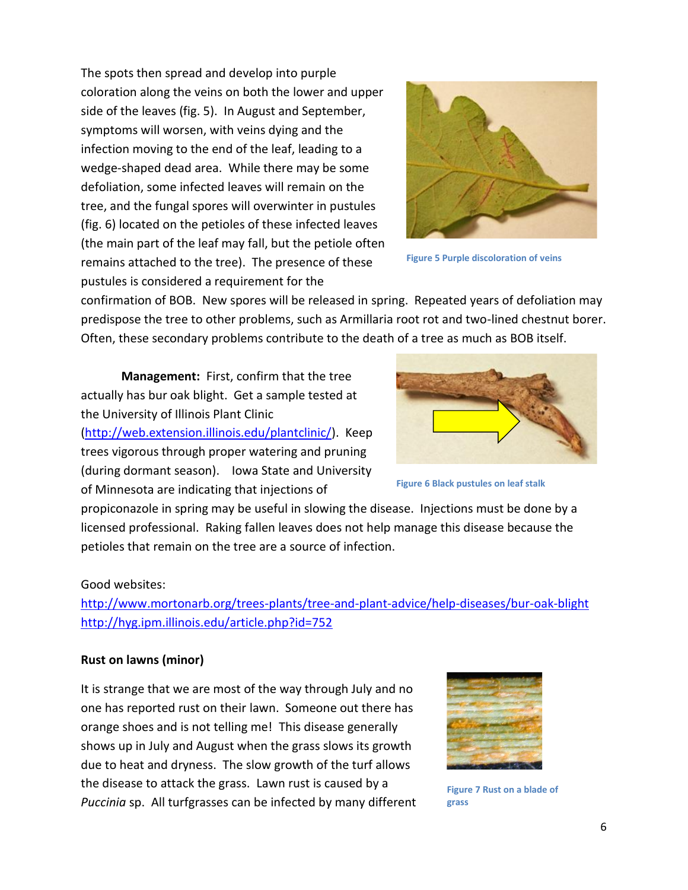The spots then spread and develop into purple coloration along the veins on both the lower and upper side of the leaves (fig. 5). In August and September, symptoms will worsen, with veins dying and the infection moving to the end of the leaf, leading to a wedge-shaped dead area. While there may be some defoliation, some infected leaves will remain on the tree, and the fungal spores will overwinter in pustules (fig. 6) located on the petioles of these infected leaves (the main part of the leaf may fall, but the petiole often remains attached to the tree). The presence of these pustules is considered a requirement for the confirmation of BOB. New spores will be released in spring. Repeated years of defoliation may predispose the tree to other problems, such as Armillaria root rot and two-lined chestnut borer. Often, these secondary problems contribute to the death of a tree as much as BOB itself.

Figure 5 Purple discoloration of veins

**Management:** First, confirm that the tree actually has bur oak blight. Get a sample tested at the University of Illinois Plant Clinic (http://web.extension.illinois.edu/plantclinic/). Keep trees vigorous through proper watering and pruning (during dormant season). Iowa State and University of Minnesota are indicating that injections of propiconazole in spring may be useful in slowing the disease. Injections must be done by a licensed professional. Raking fallen leaves does not help manage this disease because the petioles that remain on the tree are a source of infection.

Figure 6 Black pustules on leaf stalk

Good websites:
http://www.mortonarb.org/trees-plants/tree-and-plant-advice/help-diseases/bur-oak-blight
http://hyg.ipm.illinois.edu/article.php?id=752

**Rust on lawns (minor)**

It is strange that we are most of the way through July and no one has reported rust on their lawn. Someone out there has orange shoes and is not telling me! This disease generally shows up in July and August when the grass slows its growth due to heat and dryness. The slow growth of the turf allows the disease to attack the grass. Lawn rust is caused by a *Puccinia* sp. All turfgrasses can be infected by many different

Figure 7 Rust on a blade of grass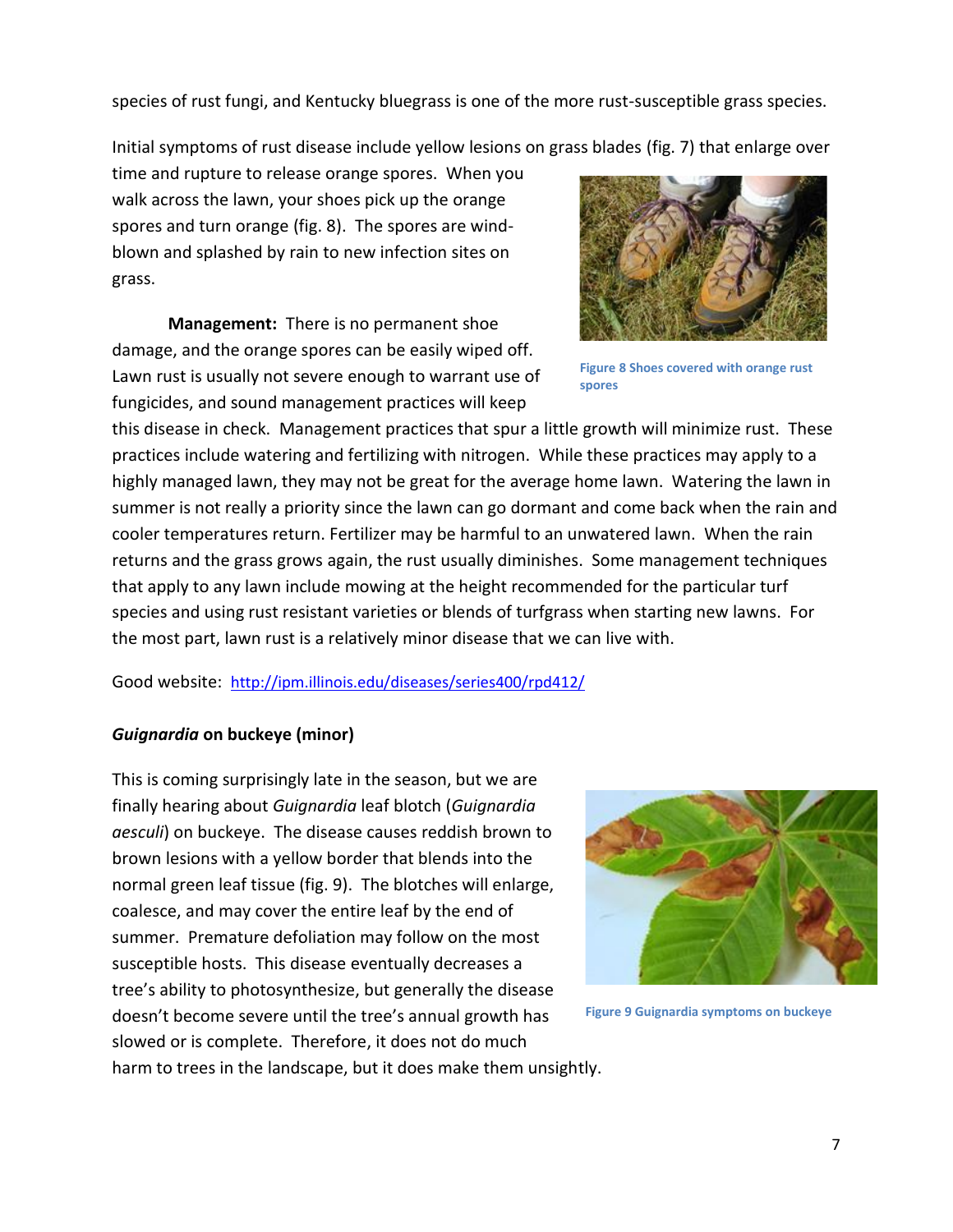species of rust fungi, and Kentucky bluegrass is one of the more rust-susceptible grass species.

Initial symptoms of rust disease include yellow lesions on grass blades (fig. 7) that enlarge over time and rupture to release orange spores. When you walk across the lawn, your shoes pick up the orange spores and turn orange (fig. 8). The spores are wind-blown and splashed by rain to new infection sites on grass.

Figure 8 Shoes covered with orange rust spores

**Management:** There is no permanent shoe damage, and the orange spores can be easily wiped off. Lawn rust is usually not severe enough to warrant use of fungicides, and sound management practices will keep this disease in check. Management practices that spur a little growth will minimize rust. These practices include watering and fertilizing with nitrogen. While these practices may apply to a highly managed lawn, they may not be great for the average home lawn. Watering the lawn in summer is not really a priority since the lawn can go dormant and come back when the rain and cooler temperatures return. Fertilizer may be harmful to an unwatered lawn. When the rain returns and the grass grows again, the rust usually diminishes. Some management techniques that apply to any lawn include mowing at the height recommended for the particular turf species and using rust resistant varieties or blends of turfgrass when starting new lawns. For the most part, lawn rust is a relatively minor disease that we can live with.

Good website: http://ipm.illinois.edu/diseases/series400/rpd412/

### *Guignardia* on buckeye (minor)

This is coming surprisingly late in the season, but we are finally hearing about *Guignardia* leaf blotch (*Guignardia aesculi*) on buckeye. The disease causes reddish brown to brown lesions with a yellow border that blends into the normal green leaf tissue (fig. 9). The blotches will enlarge, coalesce, and may cover the entire leaf by the end of summer. Premature defoliation may follow on the most susceptible hosts. This disease eventually decreases a tree's ability to photosynthesize, but generally the disease doesn't become severe until the tree's annual growth has slowed or is complete. Therefore, it does not do much harm to trees in the landscape, but it does make them unsightly.

Figure 9 Guignardia symptoms on buckeye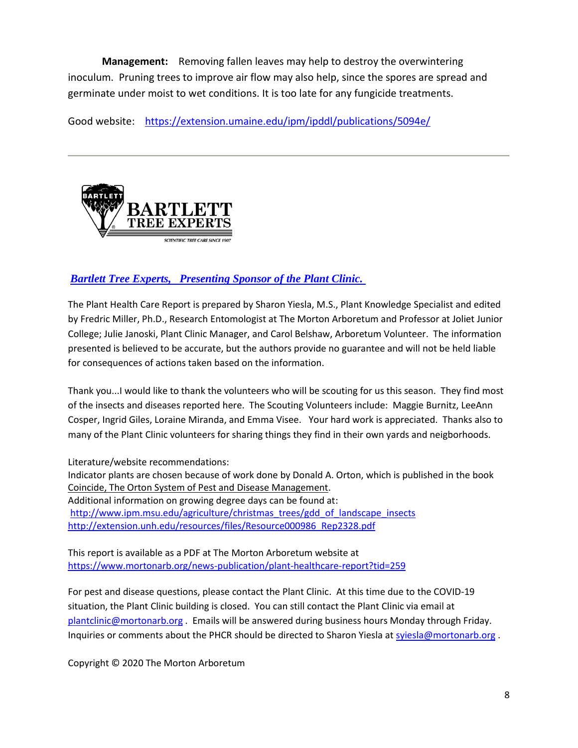**Management:** Removing fallen leaves may help to destroy the overwintering inoculum. Pruning trees to improve air flow may also help, since the spores are spread and germinate under moist to wet conditions. It is too late for any fungicide treatments.

Good website: https://extension.umaine.edu/ipm/ipddl/publications/5094e/

---

***Bartlett Tree Experts, Presenting Sponsor of the Plant Clinic.***

The Plant Health Care Report is prepared by Sharon Yiesla, M.S., Plant Knowledge Specialist and edited by Fredric Miller, Ph.D., Research Entomologist at The Morton Arboretum and Professor at Joliet Junior College; Julie Janoski, Plant Clinic Manager, and Carol Belshaw, Arboretum Volunteer. The information presented is believed to be accurate, but the authors provide no guarantee and will not be held liable for consequences of actions taken based on the information.

Thank you...I would like to thank the volunteers who will be scouting for us this season. They find most of the insects and diseases reported here. The Scouting Volunteers include: Maggie Burnitz, LeeAnn Cosper, Ingrid Giles, Loraine Miranda, and Emma Visee. Your hard work is appreciated. Thanks also to many of the Plant Clinic volunteers for sharing things they find in their own yards and neigborhoods.

Literature/website recommendations:
Indicator plants are chosen because of work done by Donald A. Orton, which is published in the book Coincide, The Orton System of Pest and Disease Management.
Additional information on growing degree days can be found at:
http://www.ipm.msu.edu/agriculture/christmas_trees/gdd_of_landscape_insects
http://extension.unh.edu/resources/files/Resource000986_Rep2328.pdf

This report is available as a PDF at The Morton Arboretum website at
https://www.mortonarb.org/news-publication/plant-healthcare-report?tid=259

For pest and disease questions, please contact the Plant Clinic. At this time due to the COVID-19 situation, the Plant Clinic building is closed. You can still contact the Plant Clinic via email at plantclinic@mortonarb.org . Emails will be answered during business hours Monday through Friday. Inquiries or comments about the PHCR should be directed to Sharon Yiesla at syiesla@mortonarb.org .

Copyright © 2020 The Morton Arboretum